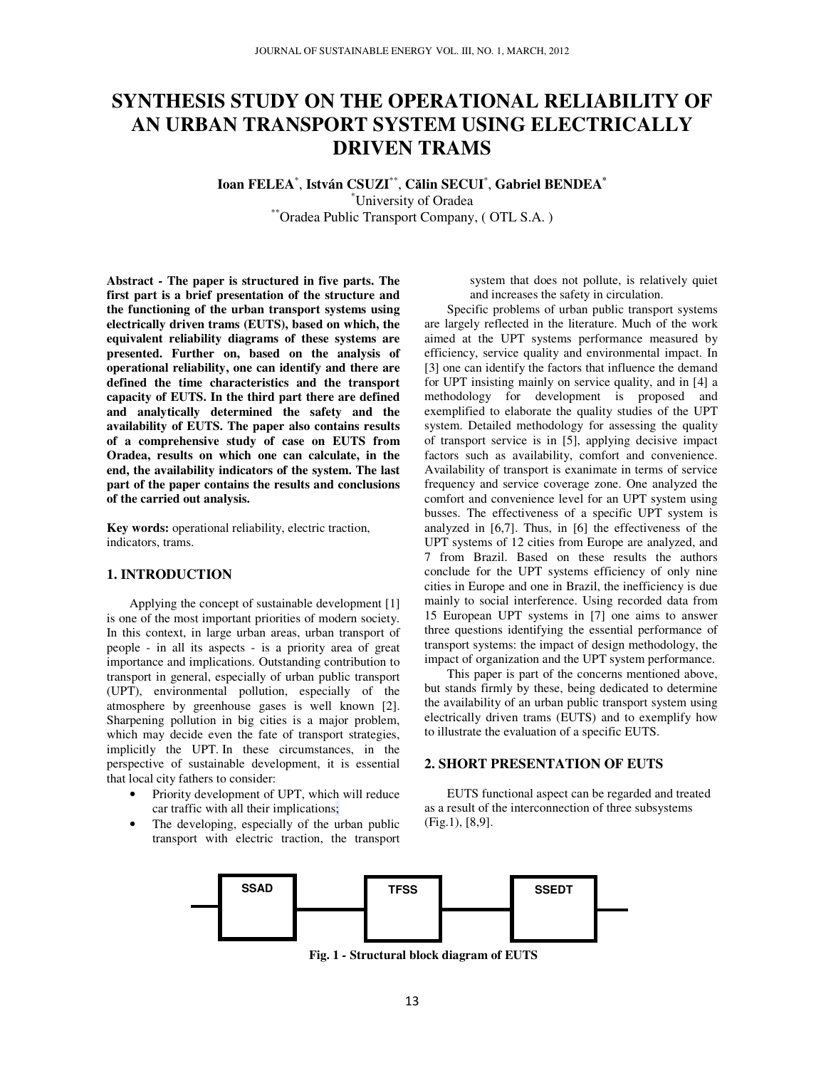# SYNTHESIS STUDY ON THE OPERATIONAL RELIABILITY OF AN URBAN TRANSPORT SYSTEM USING ELECTRICALLY DRIVEN TRAMS

**Ioan FELEA**[*], **István CSUZI**[**], **Călin SECUI**[*], **Gabriel BENDEA**[*]

[*]University of Oradea

[**]Oradea Public Transport Company, ( OTL S.A. )

**Abstract - The paper is structured in five parts. The first part is a brief presentation of the structure and the functioning of the urban transport systems using electrically driven trams (EUTS), based on which, the equivalent reliability diagrams of these systems are presented. Further on, based on the analysis of operational reliability, one can identify and there are defined the time characteristics and the transport capacity of EUTS. In the third part there are defined and analytically determined the safety and the availability of EUTS. The paper also contains results of a comprehensive study of case on EUTS from Oradea, results on which one can calculate, in the end, the availability indicators of the system. The last part of the paper contains the results and conclusions of the carried out analysis.**

**Key words:** operational reliability, electric traction, indicators, trams.

## 1. INTRODUCTION

Applying the concept of sustainable development [1] is one of the most important priorities of modern society. In this context, in large urban areas, urban transport of people - in all its aspects - is a priority area of great importance and implications. Outstanding contribution to transport in general, especially of urban public transport (UPT), environmental pollution, especially of the atmosphere by greenhouse gases is well known [2]. Sharpening pollution in big cities is a major problem, which may decide even the fate of transport strategies, implicitly the UPT. In these circumstances, in the perspective of sustainable development, it is essential that local city fathers to consider:

- Priority development of UPT, which will reduce car traffic with all their implications;
- The developing, especially of the urban public transport with electric traction, the transport system that does not pollute, is relatively quiet and increases the safety in circulation.

Specific problems of urban public transport systems are largely reflected in the literature. Much of the work aimed at the UPT systems performance measured by efficiency, service quality and environmental impact. In [3] one can identify the factors that influence the demand for UPT insisting mainly on service quality, and in [4] a methodology for development is proposed and exemplified to elaborate the quality studies of the UPT system. Detailed methodology for assessing the quality of transport service is in [5], applying decisive impact factors such as availability, comfort and convenience. Availability of transport is exanimate in terms of service frequency and service coverage zone. One analyzed the comfort and convenience level for an UPT system using busses. The effectiveness of a specific UPT system is analyzed in [6,7]. Thus, in [6] the effectiveness of the UPT systems of 12 cities from Europe are analyzed, and 7 from Brazil. Based on these results the authors conclude for the UPT systems efficiency of only nine cities in Europe and one in Brazil, the inefficiency is due mainly to social interference. Using recorded data from 15 European UPT systems in [7] one aims to answer three questions identifying the essential performance of transport systems: the impact of design methodology, the impact of organization and the UPT system performance.

This paper is part of the concerns mentioned above, but stands firmly by these, being dedicated to determine the availability of an urban public transport system using electrically driven trams (EUTS) and to exemplify how to illustrate the evaluation of a specific EUTS.

## 2. SHORT PRESENTATION OF EUTS

EUTS functional aspect can be regarded and treated as a result of the interconnection of three subsystems (Fig.1), [8,9].

SSAD — TFSS — SSEDT

**Fig. 1 - Structural block diagram of EUTS**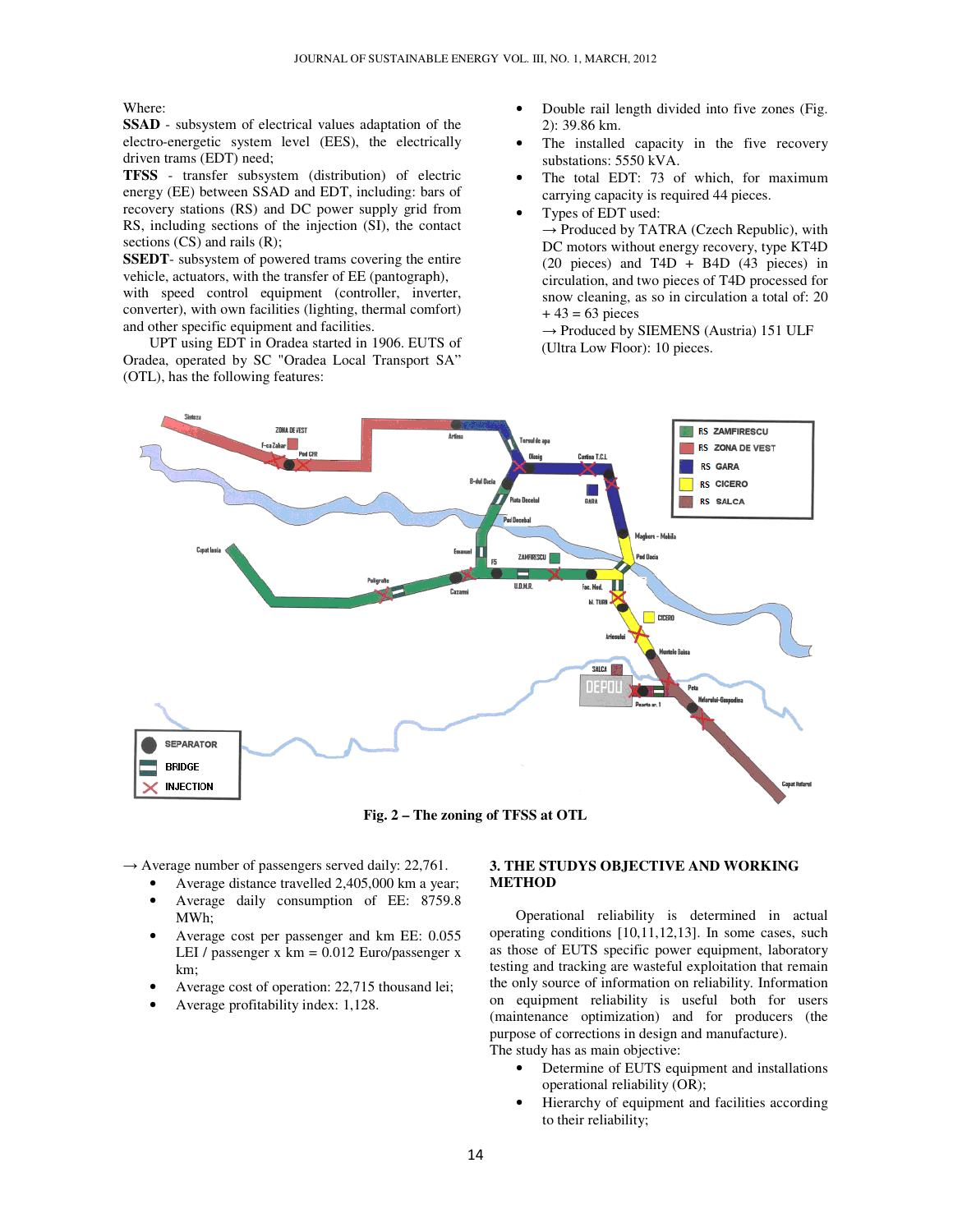Where:

**SSAD** - subsystem of electrical values adaptation of the electro-energetic system level (EES), the electrically driven trams (EDT) need;

**TFSS** - transfer subsystem (distribution) of electric energy (EE) between SSAD and EDT, including: bars of recovery stations (RS) and DC power supply grid from RS, including sections of the injection (SI), the contact sections (CS) and rails (R);

**SSEDT**- subsystem of powered trams covering the entire vehicle, actuators, with the transfer of EE (pantograph), with speed control equipment (controller, inverter, converter), with own facilities (lighting, thermal comfort) and other specific equipment and facilities.

UPT using EDT in Oradea started in 1906. EUTS of Oradea, operated by SC "Oradea Local Transport SA" (OTL), has the following features:

- Double rail length divided into five zones (Fig. 2): 39.86 km.
- The installed capacity in the five recovery substations: 5550 kVA.
- The total EDT: 73 of which, for maximum carrying capacity is required 44 pieces.
- Types of EDT used:
  → Produced by TATRA (Czech Republic), with DC motors without energy recovery, type KT4D (20 pieces) and T4D + B4D (43 pieces) in circulation, and two pieces of T4D processed for snow cleaning, as so in circulation a total of: 20 + 43 = 63 pieces
  → Produced by SIEMENS (Austria) 151 ULF (Ultra Low Floor): 10 pieces.

**Fig. 2 – The zoning of TFSS at OTL**

→ Average number of passengers served daily: 22,761.

- Average distance travelled 2,405,000 km a year;
- Average daily consumption of EE: 8759.8 MWh;
- Average cost per passenger and km EE: 0.055 LEI / passenger x km = 0.012 Euro/passenger x km;
- Average cost of operation: 22,715 thousand lei;
- Average profitability index: 1,128.

## 3. THE STUDYS OBJECTIVE AND WORKING METHOD

Operational reliability is determined in actual operating conditions [10,11,12,13]. In some cases, such as those of EUTS specific power equipment, laboratory testing and tracking are wasteful exploitation that remain the only source of information on reliability. Information on equipment reliability is useful both for users (maintenance) and for producers (the purpose of corrections in design and manufacture).

The study has as main objective:

- Determine of EUTS equipment and installations operational reliability (OR);
- Hierarchy of equipment and facilities according to their reliability;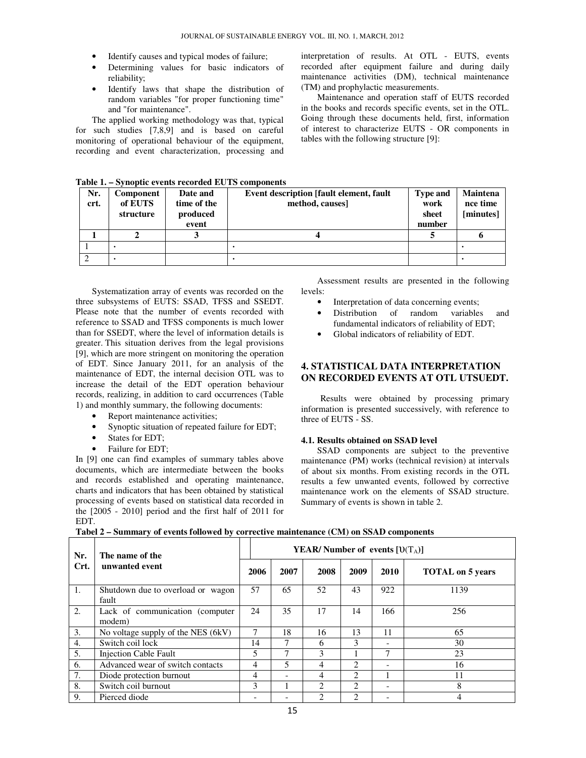- Identify causes and typical modes of failure;
- Determining values for basic indicators of reliability;
- Identify laws that shape the distribution of random variables "for proper functioning time" and "for maintenance".

The applied working methodology was that, typical for such studies [7,8,9] and is based on careful monitoring of operational behaviour of the equipment, recording and event characterization, processing and interpretation of results. At OTL - EUTS, events recorded after equipment failure and during daily maintenance activities (DM), technical maintenance (TM) and prophylactic measurements.

Maintenance and operation staff of EUTS recorded in the books and records specific events, set in the OTL. Going through these documents held, first, information of interest to characterize EUTS - OR components in tables with the following structure [9]:

**Table 1. – Synoptic events recorded EUTS components**

| Nr. crt. | Component of EUTS structure | Date and time of the produced event | Event description [fault element, fault method, causes] | Type and work sheet number | Maintenance time [minutes] |
|---|---|---|---|---|---|
| **1** | **2** | **3** | **4** | **5** | **6** |
| 1 | . | | . | | . |
| 2 | . | | . | | . |

Systematization array of events was recorded on the three subsystems of EUTS: SSAD, TFSS and SSEDT. Please note that the number of events recorded with reference to SSAD and TFSS components is much lower than for SSEDT, where the level of information details is greater. This situation derives from the legal provisions [9], which are more stringent on monitoring the operation of EDT. Since January 2011, for an analysis of the maintenance of EDT, the internal decision OTL was to increase the detail of the EDT operation behaviour records, realizing, in addition to card occurrences (Table 1) and monthly summary, the following documents:

- Report maintenance activities;
- Synoptic situation of repeated failure for EDT;
- States for EDT;
- Failure for EDT;

In [9] one can find examples of summary tables above documents, which are intermediate between the books and records established and operating maintenance, charts and indicators that has been obtained by statistical processing of events based on statistical data recorded in the [2005 - 2010] period and the first half of 2011 for EDT.

Assessment results are presented in the following levels:

- Interpretation of data concerning events;
- Distribution of random variables and fundamental indicators of reliability of EDT;
- Global indicators of reliability of EDT.

## 4. STATISTICAL DATA INTERPRETATION ON RECORDED EVENTS AT OTL UTSUEDT.

Results were obtained by processing primary information is presented successively, with reference to three of EUTS - SS.

### 4.1. Results obtained on SSAD level

SSAD components are subject to the preventive maintenance (PM) works (technical revision) at intervals of about six months. From existing records in the OTL results a few unwanted events, followed by corrective maintenance work on the elements of SSAD structure. Summary of events is shown in table 2.

**Tabel 2 – Summary of events followed by corrective maintenance (CM) on SSAD components**

| Nr. Crt. | The name of the unwanted event | YEAR/ Number of events [$\upsilon(T_A)$] | | | | | |
|---|---|---|---|---|---|---|---|
| | | 2006 | 2007 | 2008 | 2009 | 2010 | TOTAL on 5 years |
| 1. | Shutdown due to overload or wagon fault | 57 | 65 | 52 | 43 | 922 | 1139 |
| 2. | Lack of communication (computer modem) | 24 | 35 | 17 | 14 | 166 | 256 |
| 3. | No voltage supply of the NES (6kV) | 7 | 18 | 16 | 13 | 11 | 65 |
| 4. | Switch coil lock | 14 | 7 | 6 | 3 | - | 30 |
| 5. | Injection Cable Fault | 5 | 7 | 3 | 1 | 7 | 23 |
| 6. | Advanced wear of switch contacts | 4 | 5 | 4 | 2 | - | 16 |
| 7. | Diode protection burnout | 4 | - | 4 | 2 | 1 | 11 |
| 8. | Switch coil burnout | 3 | 1 | 2 | 2 | - | 8 |
| 9. | Pierced diode | - | - | 2 | 2 | - | 4 |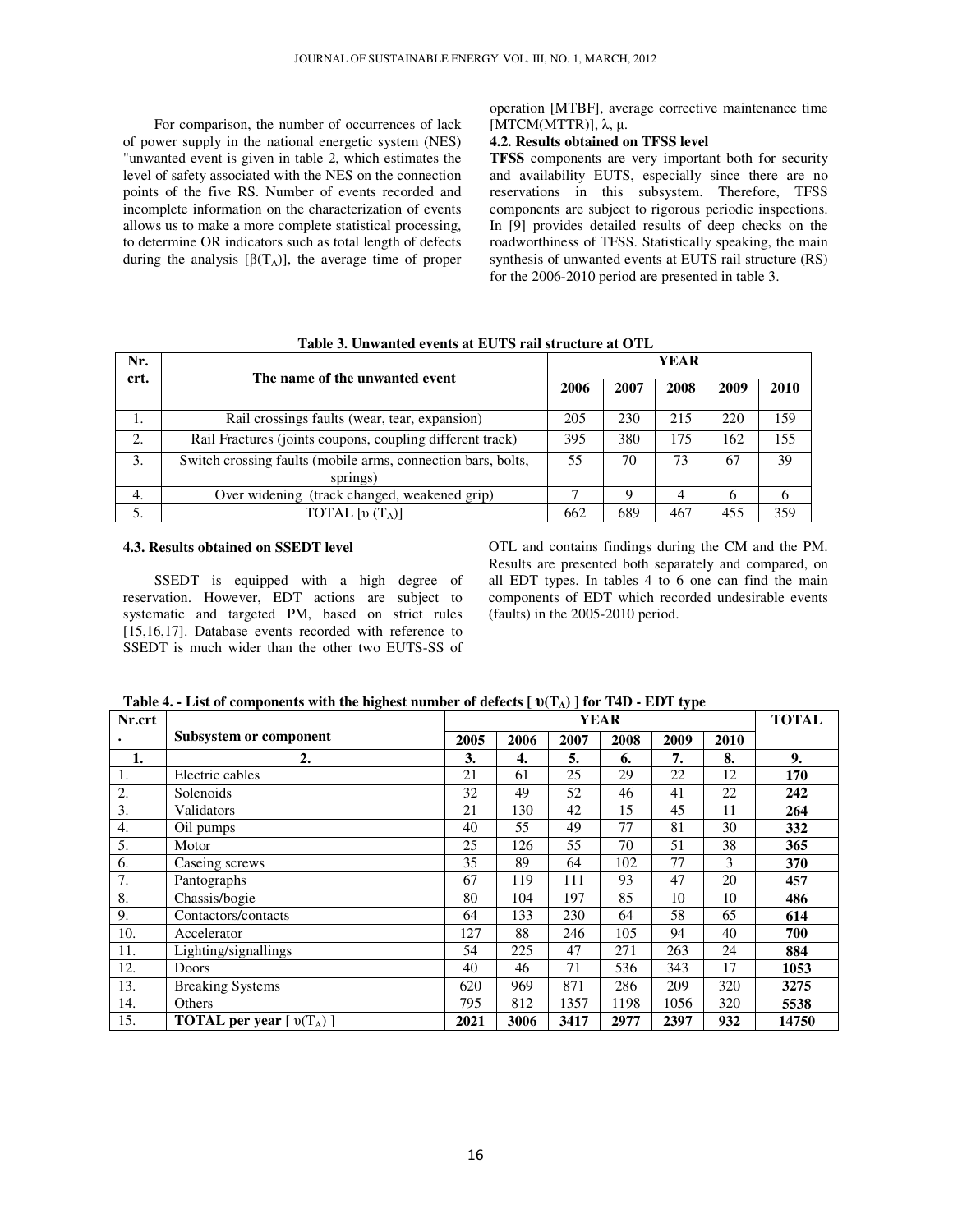For comparison, the number of occurrences of lack of power supply in the national energetic system (NES) "unwanted event is given in table 2, which estimates the level of safety associated with the NES on the connection points of the five RS. Number of events recorded and incomplete information on the characterization of events allows us to make a more complete statistical processing, to determine OR indicators such as total length of defects during the analysis [$\beta(T_A)$], the average time of proper operation [MTBF], average corrective maintenance time [MTCM(MTTR)], $\lambda$, $\mu$.

### 4.2. Results obtained on TFSS level

**TFSS** components are very important both for security and availability EUTS, especially since there are no reservations in this subsystem. Therefore, TFSS components are subject to rigorous periodic inspections. In [9] provides detailed results of deep checks on the roadworthiness of TFSS. Statistically speaking, the main synthesis of unwanted events at EUTS rail structure (RS) for the 2006-2010 period are presented in table 3.

**Table 3. Unwanted events at EUTS rail structure at OTL**

| Nr. crt. | The name of the unwanted event | YEAR | | | | |
|---|---|---|---|---|---|---|
| | | **2006** | **2007** | **2008** | **2009** | **2010** |
| 1. | Rail crossings faults (wear, tear, expansion) | 205 | 230 | 215 | 220 | 159 |
| 2. | Rail Fractures (joints coupons, coupling different track) | 395 | 380 | 175 | 162 | 155 |
| 3. | Switch crossing faults (mobile arms, connection bars, bolts, springs) | 55 | 70 | 73 | 67 | 39 |
| 4. | Over widening (track changed, weakened grip) | 7 | 9 | 4 | 6 | 6 |
| 5. | TOTAL [$\upsilon(T_A)$] | 662 | 689 | 467 | 455 | 359 |

### 4.3. Results obtained on SSEDT level

SSEDT is equipped with a high degree of reservation. However, EDT actions are subject to systematic and targeted PM, based on strict rules [15,16,17]. Database events recorded with reference to SSEDT is much wider than the other two EUTS-SS of OTL and contains findings during the CM and the PM. Results are presented both separately and compared, on all EDT types. In tables 4 to 6 one can find the main components of EDT which recorded undesirable events (faults) in the 2005-2010 period.

**Table 4. - List of components with the highest number of defects [ $\upsilon(T_A)$ ] for T4D - EDT type**

| Nr.crt. | Subsystem or component | YEAR | | | | | | TOTAL |
|---|---|---|---|---|---|---|---|---|
| | | **2005** | **2006** | **2007** | **2008** | **2009** | **2010** | |
| **1.** | **2.** | **3.** | **4.** | **5.** | **6.** | **7.** | **8.** | **9.** |
| 1. | Electric cables | 21 | 61 | 25 | 29 | 22 | 12 | **170** |
| 2. | Solenoids | 32 | 49 | 52 | 46 | 41 | 22 | **242** |
| 3. | Validators | 21 | 130 | 42 | 15 | 45 | 11 | **264** |
| 4. | Oil pumps | 40 | 55 | 49 | 77 | 81 | 30 | **332** |
| 5. | Motor | 25 | 126 | 55 | 70 | 51 | 38 | **365** |
| 6. | Caseing screws | 35 | 89 | 64 | 102 | 77 | 3 | **370** |
| 7. | Pantographs | 67 | 119 | 111 | 93 | 47 | 20 | **457** |
| 8. | Chassis/bogie | 80 | 104 | 197 | 85 | 10 | 10 | **486** |
| 9. | Contactors/contacts | 64 | 133 | 230 | 64 | 58 | 65 | **614** |
| 10. | Accelerator | 127 | 88 | 246 | 105 | 94 | 40 | **700** |
| 11. | Lighting/signallings | 54 | 225 | 47 | 271 | 263 | 24 | **884** |
| 12. | Doors | 40 | 46 | 71 | 536 | 343 | 17 | **1053** |
| 13. | Breaking Systems | 620 | 969 | 871 | 286 | 209 | 320 | **3275** |
| 14. | Others | 795 | 812 | 1357 | 1198 | 1056 | 320 | **5538** |
| 15. | **TOTAL per year** [ $\upsilon(T_A)$ ] | **2021** | **3006** | **3417** | **2977** | **2397** | **932** | **14750** |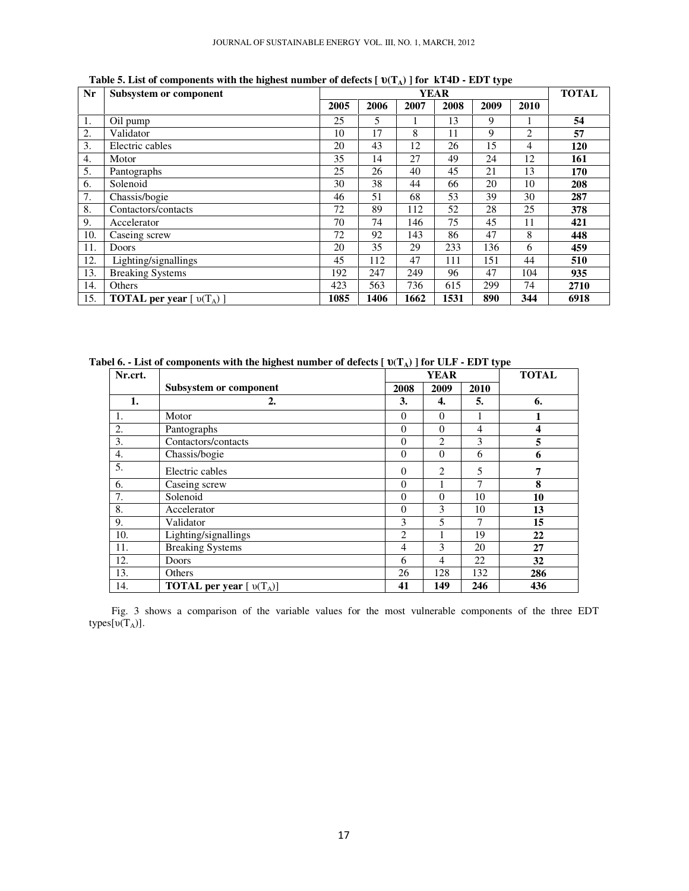**Table 5. List of components with the highest number of defects [ $\upsilon(T_A)$ ] for kT4D - EDT type**

| Nr | Subsystem or component | YEAR | | | | | | TOTAL |
|---|---|---|---|---|---|---|---|---|
| | | 2005 | 2006 | 2007 | 2008 | 2009 | 2010 | |
| 1. | Oil pump | 25 | 5 | 1 | 13 | 9 | 1 | **54** |
| 2. | Validator | 10 | 17 | 8 | 11 | 9 | 2 | **57** |
| 3. | Electric cables | 20 | 43 | 12 | 26 | 15 | 4 | **120** |
| 4. | Motor | 35 | 14 | 27 | 49 | 24 | 12 | **161** |
| 5. | Pantographs | 25 | 26 | 40 | 45 | 21 | 13 | **170** |
| 6. | Solenoid | 30 | 38 | 44 | 66 | 20 | 10 | **208** |
| 7. | Chassis/bogie | 46 | 51 | 68 | 53 | 39 | 30 | **287** |
| 8. | Contactors/contacts | 72 | 89 | 112 | 52 | 28 | 25 | **378** |
| 9. | Accelerator | 70 | 74 | 146 | 75 | 45 | 11 | **421** |
| 10. | Caseing screw | 72 | 92 | 143 | 86 | 47 | 8 | **448** |
| 11. | Doors | 20 | 35 | 29 | 233 | 136 | 6 | **459** |
| 12. | Lighting/signallings | 45 | 112 | 47 | 111 | 151 | 44 | **510** |
| 13. | Breaking Systems | 192 | 247 | 249 | 96 | 47 | 104 | **935** |
| 14. | Others | 423 | 563 | 736 | 615 | 299 | 74 | **2710** |
| 15. | **TOTAL per year [ $\upsilon(T_A)$ ]** | **1085** | **1406** | **1662** | **1531** | **890** | **344** | **6918** |

**Tabel 6. - List of components with the highest number of defects [ $\upsilon(T_A)$ ] for ULF - EDT type**

| Nr.crt. | Subsystem or component | YEAR | | | TOTAL |
|---|---|---|---|---|---|
| | | 2008 | 2009 | 2010 | |
| **1.** | **2.** | **3.** | **4.** | **5.** | **6.** |
| 1. | Motor | 0 | 0 | 1 | **1** |
| 2. | Pantographs | 0 | 0 | 4 | **4** |
| 3. | Contactors/contacts | 0 | 2 | 3 | **5** |
| 4. | Chassis/bogie | 0 | 0 | 6 | **6** |
| 5. | Electric cables | 0 | 2 | 5 | **7** |
| 6. | Caseing screw | 0 | 1 | 7 | **8** |
| 7. | Solenoid | 0 | 0 | 10 | **10** |
| 8. | Accelerator | 0 | 3 | 10 | **13** |
| 9. | Validator | 3 | 5 | 7 | **15** |
| 10. | Lighting/signallings | 2 | 1 | 19 | **22** |
| 11. | Breaking Systems | 4 | 3 | 20 | **27** |
| 12. | Doors | 6 | 4 | 22 | **32** |
| 13. | Others | 26 | 128 | 132 | **286** |
| 14. | **TOTAL per year [ $\upsilon(T_A)$]** | **41** | **149** | **246** | **436** |

Fig. 3 shows a comparison of the variable values for the most vulnerable components of the three EDT types[$\upsilon(T_A)$].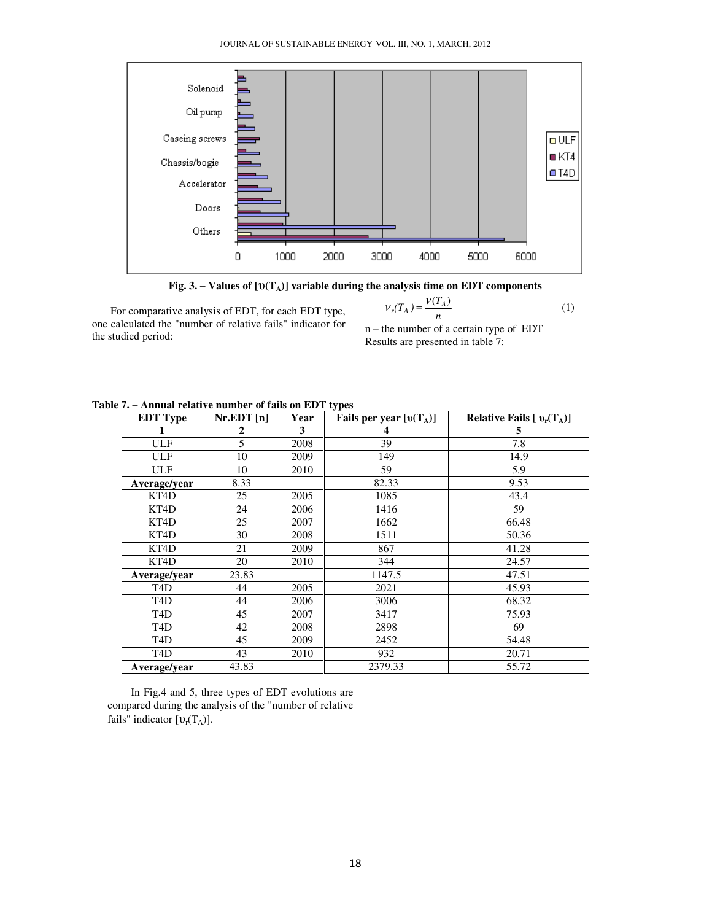Fig. 3. – Values of [$\upsilon(T_A)$] variable during the analysis time on EDT components

For comparative analysis of EDT, for each EDT type, one calculated the "number of relative fails" indicator for the studied period:

$$\nu_r(T_A) = \frac{\nu(T_A)}{n} \qquad (1)$$

n – the number of a certain type of EDT

Results are presented in table 7:

**Table 7. – Annual relative number of fails on EDT types**

| EDT Type | Nr.EDT [n] | Year | Fails per year [$\upsilon(T_A)$] | Relative Fails [ $\upsilon_r(T_A)$] |
|---|---|---|---|---|
| 1 | 2 | 3 | 4 | 5 |
| ULF | 5 | 2008 | 39 | 7.8 |
| ULF | 10 | 2009 | 149 | 14.9 |
| ULF | 10 | 2010 | 59 | 5.9 |
| **Average/year** | 8.33 | | 82.33 | 9.53 |
| KT4D | 25 | 2005 | 1085 | 43.4 |
| KT4D | 24 | 2006 | 1416 | 59 |
| KT4D | 25 | 2007 | 1662 | 66.48 |
| KT4D | 30 | 2008 | 1511 | 50.36 |
| KT4D | 21 | 2009 | 867 | 41.28 |
| KT4D | 20 | 2010 | 344 | 24.57 |
| **Average/year** | 23.83 | | 1147.5 | 47.51 |
| T4D | 44 | 2005 | 2021 | 45.93 |
| T4D | 44 | 2006 | 3006 | 68.32 |
| T4D | 45 | 2007 | 3417 | 75.93 |
| T4D | 42 | 2008 | 2898 | 69 |
| T4D | 45 | 2009 | 2452 | 54.48 |
| T4D | 43 | 2010 | 932 | 20.71 |
| **Average/year** | 43.83 | | 2379.33 | 55.72 |

In Fig.4 and 5, three types of EDT evolutions are compared during the analysis of the "number of relative fails" indicator [$\upsilon_r(T_A)$].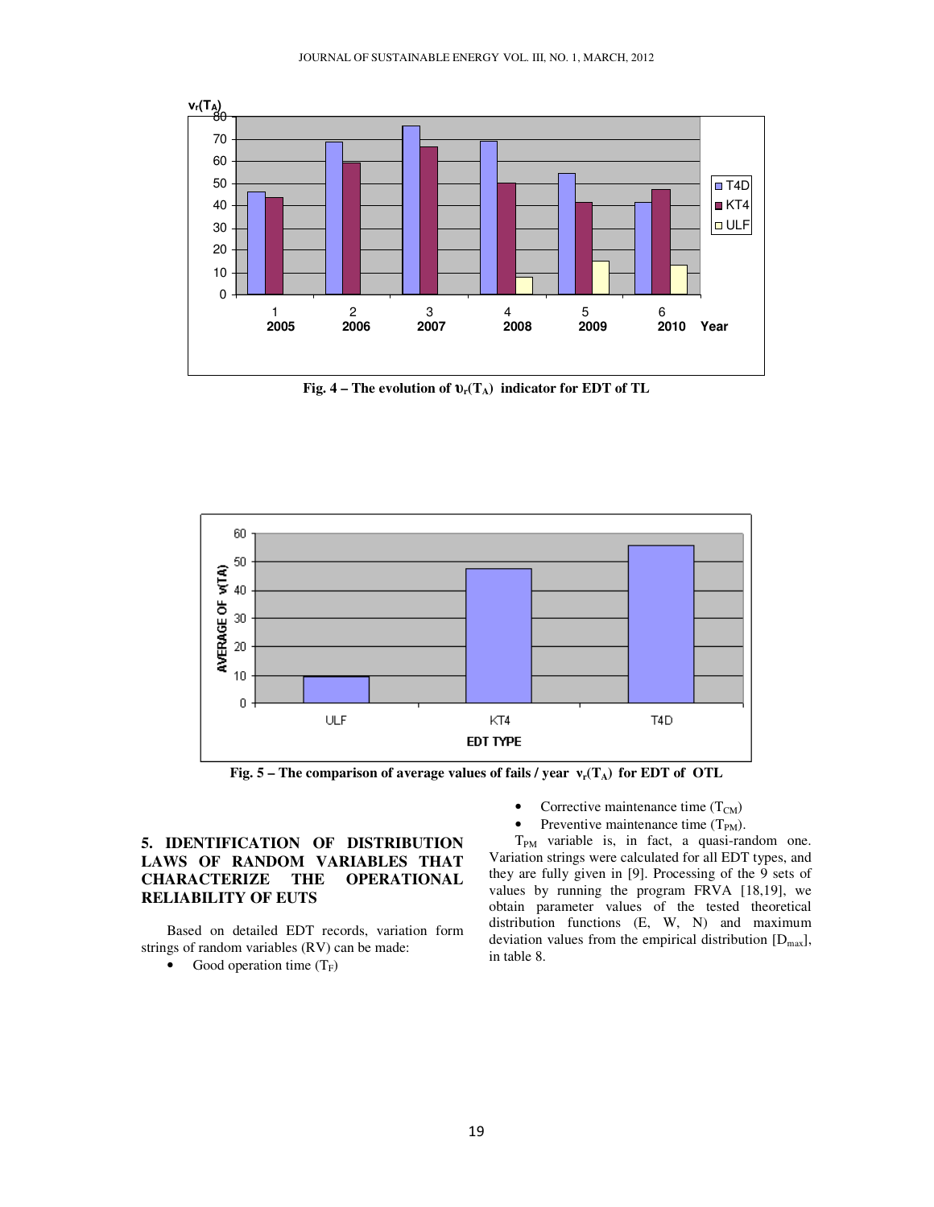Fig. 4 – The evolution of $\upsilon_r(T_A)$ indicator for EDT of TL

Fig. 5 – The comparison of average values of fails / year $v_r(T_A)$ for EDT of OTL

## 5. IDENTIFICATION OF DISTRIBUTION LAWS OF RANDOM VARIABLES THAT CHARACTERIZE THE OPERATIONAL RELIABILITY OF EUTS

Based on detailed EDT records, variation form strings of random variables (RV) can be made:

- Good operation time ($T_F$)
- Corrective maintenance time ($T_{CM}$)
- Preventive maintenance time ($T_{PM}$).

$T_{PM}$ variable is, in fact, a quasi-random one. Variation strings were calculated for all EDT types, and they are fully given in [9]. Processing of the 9 sets of values by running the program FRVA [18,19], we obtain parameter values of the tested theoretical distribution functions (E, W, N) and maximum deviation values from the empirical distribution [$D_{max}$], in table 8.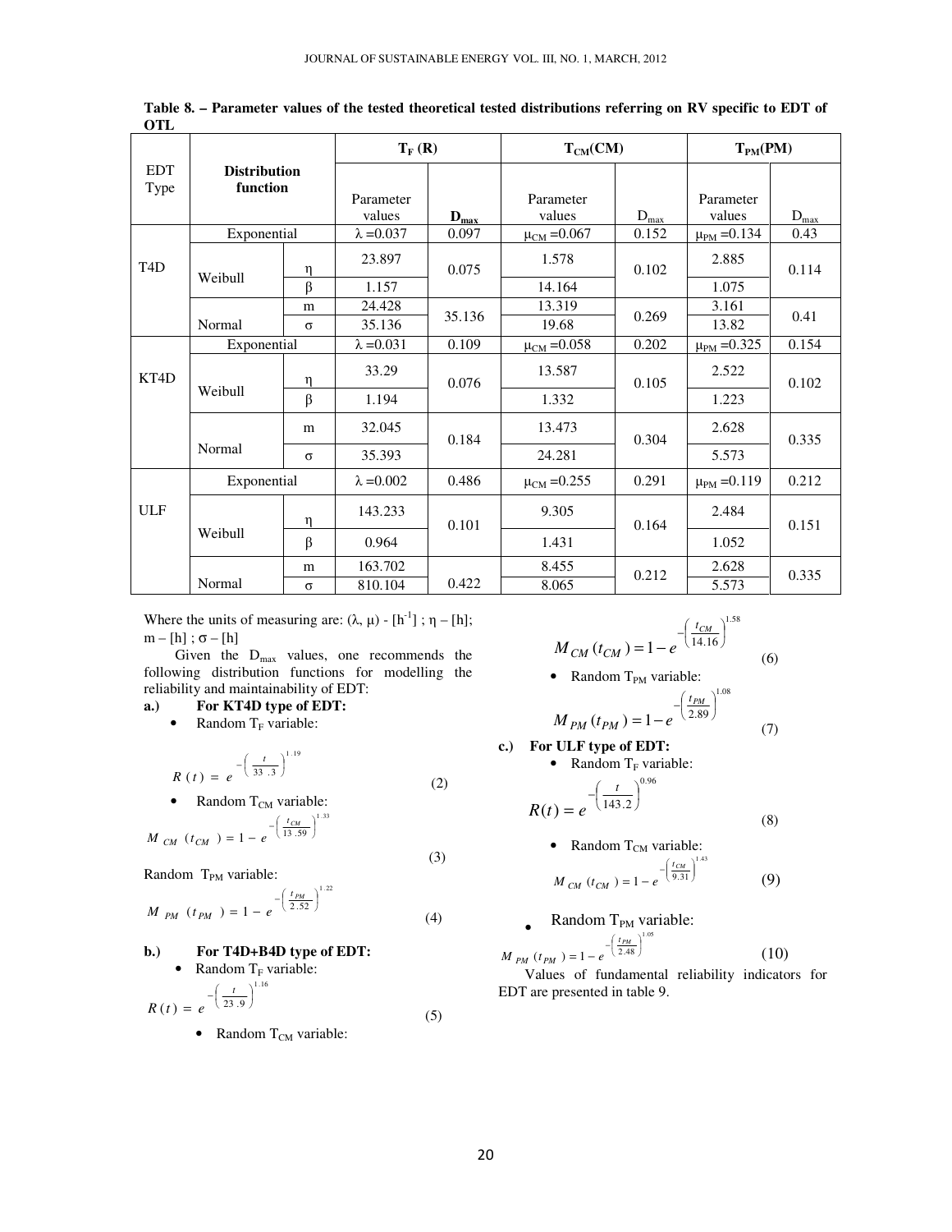**Table 8. – Parameter values of the tested theoretical tested distributions referring on RV specific to EDT of OTL**

| EDT Type | Distribution function | | $T_F$ (R) | | $T_{CM}$(CM) | | $T_{PM}$(PM) | |
|---|---|---|---|---|---|---|---|---|
| | | | Parameter values | $D_{max}$ | Parameter values | $D_{max}$ | Parameter values | $D_{max}$ |
| T4D | Exponential | | $\lambda$ =0.037 | 0.097 | $\mu_{CM}$ =0.067 | 0.152 | $\mu_{PM}$ =0.134 | 0.43 |
| | Weibull | $\eta$ | 23.897 | 0.075 | 1.578 | 0.102 | 2.885 | 0.114 |
| | | $\beta$ | 1.157 | | 14.164 | | 1.075 | |
| | Normal | m | 24.428 | 35.136 | 13.319 | 0.269 | 3.161 | 0.41 |
| | | $\sigma$ | 35.136 | | 19.68 | | 13.82 | |
| KT4D | Exponential | | $\lambda$ =0.031 | 0.109 | $\mu_{CM}$ =0.058 | 0.202 | $\mu_{PM}$ =0.325 | 0.154 |
| | Weibull | $\eta$ | 33.29 | 0.076 | 13.587 | 0.105 | 2.522 | 0.102 |
| | | $\beta$ | 1.194 | | 1.332 | | 1.223 | |
| | Normal | m | 32.045 | 0.184 | 13.473 | 0.304 | 2.628 | 0.335 |
| | | $\sigma$ | 35.393 | | 24.281 | | 5.573 | |
| ULF | Exponential | | $\lambda$ =0.002 | 0.486 | $\mu_{CM}$ =0.255 | 0.291 | $\mu_{PM}$ =0.119 | 0.212 |
| | Weibull | $\eta$ | 143.233 | 0.101 | 9.305 | 0.164 | 2.484 | 0.151 |
| | | $\beta$ | 0.964 | | 1.431 | | 1.052 | |
| | Normal | m | 163.702 | 0.422 | 8.455 | 0.212 | 2.628 | 0.335 |
| | | $\sigma$ | 810.104 | | 8.065 | | 5.573 | |

Where the units of measuring are: ($\lambda$, $\mu$) - [$h^{-1}$] ; $\eta$ – [h]; m – [h] ; $\sigma$ – [h]

Given the $D_{max}$ values, one recommends the following distribution functions for modelling the reliability and maintainability of EDT:

**a.) For KT4D type of EDT:**

- Random $T_F$ variable:

$$R(t) = e^{-\left(\frac{t}{33.3}\right)^{1.19}} \quad (2)$$

- Random $T_{CM}$ variable:

$$M_{CM}(t_{CM}) = 1 - e^{-\left(\frac{t_{CM}}{13.59}\right)^{1.33}} \quad (3)$$

Random $T_{PM}$ variable:

$$M_{PM}(t_{PM}) = 1 - e^{-\left(\frac{t_{PM}}{2.52}\right)^{1.22}} \quad (4)$$

**b.) For T4D+B4D type of EDT:**

- Random $T_F$ variable:

$$R(t) = e^{-\left(\frac{t}{23.9}\right)^{1.16}} \quad (5)$$

- Random $T_{CM}$ variable:

$$M_{CM}(t_{CM}) = 1 - e^{-\left(\frac{t_{CM}}{14.16}\right)^{1.58}} \quad (6)$$

- Random $T_{PM}$ variable:

$$M_{PM}(t_{PM}) = 1 - e^{-\left(\frac{t_{PM}}{2.89}\right)^{1.08}} \quad (7)$$

**c.) For ULF type of EDT:**

- Random $T_F$ variable:

$$R(t) = e^{-\left(\frac{t}{143.2}\right)^{0.96}} \quad (8)$$

- Random $T_{CM}$ variable:

$$M_{CM}(t_{CM}) = 1 - e^{-\left(\frac{t_{CM}}{9.31}\right)^{1.43}} \quad (9)$$

- Random $T_{PM}$ variable:

$$M_{PM}(t_{PM}) = 1 - e^{-\left(\frac{t_{PM}}{2.48}\right)^{1.05}} \quad (10)$$

Values of fundamental reliability indicators for EDT are presented in table 9.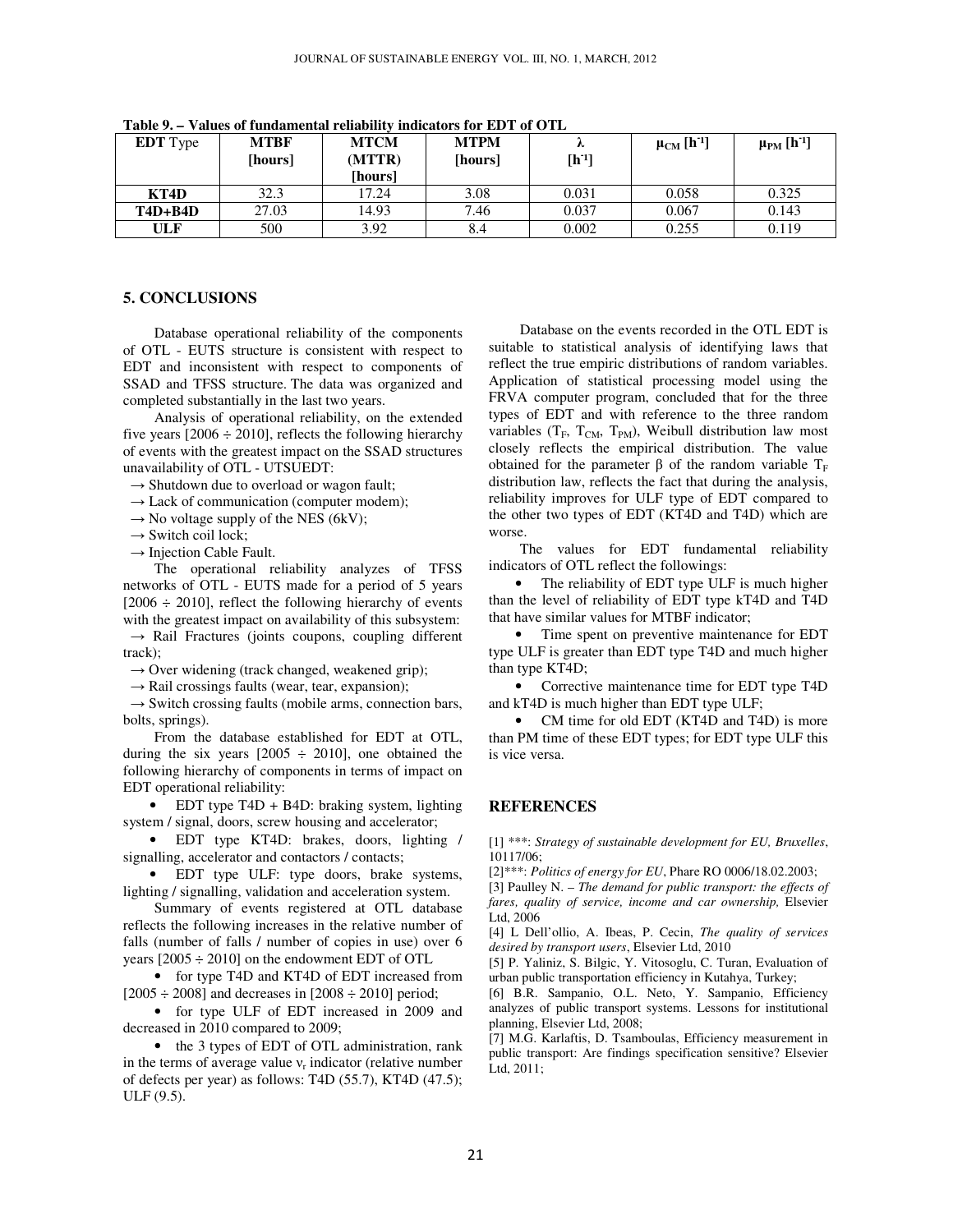**Table 9. – Values of fundamental reliability indicators for EDT of OTL**

| **EDT** Type | **MTBF [hours]** | **MTCM (MTTR) [hours]** | **MTPM [hours]** | **λ [h⁻¹]** | **$\mu_{CM}$ [h⁻¹]** | **$\mu_{PM}$ [h⁻¹]** |
|---|---|---|---|---|---|---|
| **KT4D** | 32.3 | 17.24 | 3.08 | 0.031 | 0.058 | 0.325 |
| **T4D+B4D** | 27.03 | 14.93 | 7.46 | 0.037 | 0.067 | 0.143 |
| **ULF** | 500 | 3.92 | 8.4 | 0.002 | 0.255 | 0.119 |

## 5. CONCLUSIONS

Database operational reliability of the components of OTL - EUTS structure is consistent with respect to EDT and inconsistent with respect to components of SSAD and TFSS structure. The data was organized and completed substantially in the last two years.

Analysis of operational reliability, on the extended five years [2006 ÷ 2010], reflects the following hierarchy of events with the greatest impact on the SSAD structures unavailability of OTL - UTSUEDT:

→ Shutdown due to overload or wagon fault;
→ Lack of communication (computer modem);
→ No voltage supply of the NES (6kV);
→ Switch coil lock;
→ Injection Cable Fault.

The operational reliability analyzes of TFSS networks of OTL - EUTS made for a period of 5 years [2006 ÷ 2010], reflect the following hierarchy of events with the greatest impact on availability of this subsystem:

→ Rail Fractures (joints coupons, coupling different track);
→ Over widening (track changed, weakened grip);
→ Rail crossings faults (wear, tear, expansion);
→ Switch crossing faults (mobile arms, connection bars, bolts, springs).

From the database established for EDT at OTL, during the six years [2005 ÷ 2010], one obtained the following hierarchy of components in terms of impact on EDT operational reliability:

- EDT type T4D + B4D: braking system, lighting system / signal, doors, screw housing and accelerator;
- EDT type KT4D: brakes, doors, lighting / signalling, accelerator and contactors / contacts;
- EDT type ULF: type doors, brake systems, lighting / signalling, validation and acceleration system.

Summary of events registered at OTL database reflects the following increases in the relative number of falls (number of falls / number of copies in use) over 6 years [2005 ÷ 2010] on the endowment EDT of OTL

- for type T4D and KT4D of EDT increased from [2005 ÷ 2008] and decreases in [2008 ÷ 2010] period;
- for type ULF of EDT increased in 2009 and decreased in 2010 compared to 2009;
- the 3 types of EDT of OTL administration, rank in the terms of average value $v_r$ indicator (relative number of defects per year) as follows: T4D (55.7), KT4D (47.5); ULF (9.5).

Database on the events recorded in the OTL EDT is suitable to statistical analysis of identifying laws that reflect the true empiric distributions of random variables. Application of statistical processing model using the FRVA computer program, concluded that for the three types of EDT and with reference to the three random variables ($T_F$, $T_{CM}$, $T_{PM}$), Weibull distribution law most closely reflects the empirical distribution. The value obtained for the parameter β of the random variable $T_F$ distribution law, reflects the fact that during the analysis, reliability improves for ULF type of EDT compared to the other two types of EDT (KT4D and T4D) which are worse.

The values for EDT fundamental reliability indicators of OTL reflect the followings:

- The reliability of EDT type ULF is much higher than the level of reliability of EDT type kT4D and T4D that have similar values for MTBF indicator;
- Time spent on preventive maintenance for EDT type ULF is greater than EDT type T4D and much higher than type KT4D;
- Corrective maintenance time for EDT type T4D and kT4D is much higher than EDT type ULF;
- CM time for old EDT (KT4D and T4D) is more than PM time of these EDT types; for EDT type ULF this is vice versa.

## REFERENCES

[1] ***: *Strategy of sustainable development for EU, Bruxelles*, 10117/06;

[2]***: *Politics of energy for EU*, Phare RO 0006/18.02.2003;

[3] Paulley N. – *The demand for public transport: the effects of fares, quality of service, income and car ownership,* Elsevier Ltd, 2006

[4] L Dell'ollio, A. Ibeas, P. Cecin, *The quality of services desired by transport users*, Elsevier Ltd, 2010

[5] P. Yaliniz, S. Bilgic, Y. Vitosoglu, C. Turan, Evaluation of urban public transportation efficiency in Kutahya, Turkey;

[6] B.R. Sampanio, O.L. Neto, Y. Sampanio, Efficiency analyzes of public transport systems. Lessons for institutional planning, Elsevier Ltd, 2008;

[7] M.G. Karlaftis, D. Tsamboulas, Efficiency measurement in public transport: Are findings specification sensitive? Elsevier Ltd, 2011;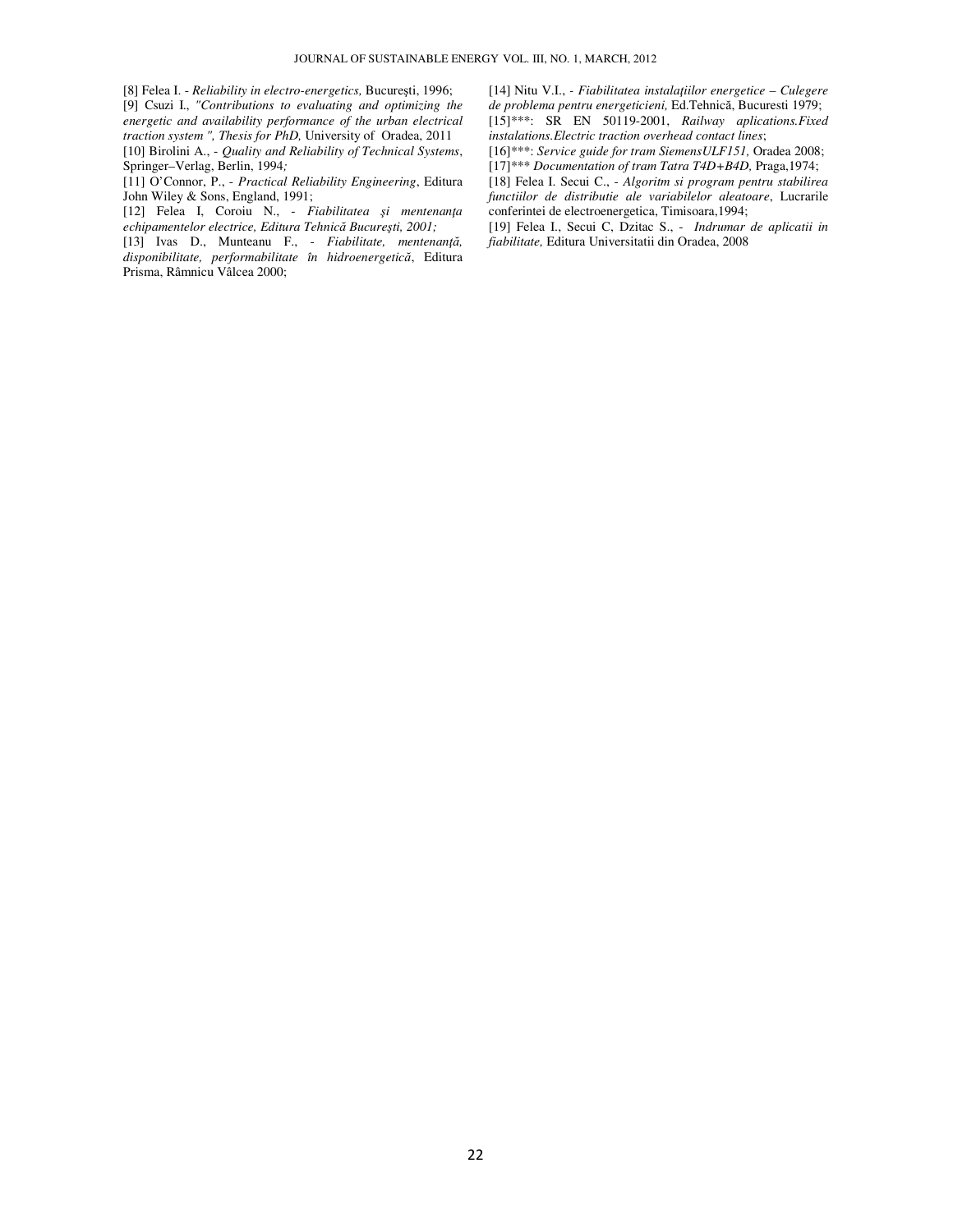[8] Felea I. - *Reliability in electro-energetics,* Bucureşti, 1996;

[9] Csuzi I., *"Contributions to evaluating and optimizing the energetic and availability performance of the urban electrical traction system ", Thesis for PhD,* University of Oradea, 2011

[10] Birolini A., - *Quality and Reliability of Technical Systems*, Springer–Verlag, Berlin, 1994*;*

[11] O'Connor, P., - *Practical Reliability Engineering*, Editura John Wiley & Sons, England, 1991;

[12] Felea I, Coroiu N., - *Fiabilitatea şi mentenanţa echipamentelor electrice, Editura Tehnică Bucureşti, 2001;*

[13] Ivas D., Munteanu F., - *Fiabilitate, mentenanţă, disponibilitate, performabilitate în hidroenergetică*, Editura Prisma, Râmnicu Vâlcea 2000;

[14] Nitu V.I., - *Fiabilitatea instalaţiilor energetice – Culegere de problema pentru energeticieni,* Ed.Tehnică, Bucuresti 1979;

[15]***: SR EN 50119-2001, *Railway aplications.Fixed instalations.Electric traction overhead contact lines*;

[16]***: *Service guide for tram SiemensULF151,* Oradea 2008;

[17]*** *Documentation of tram Tatra T4D+B4D,* Praga,1974;

[18] Felea I. Secui C., - *Algoritm si program pentru stabilirea functiilor de distributie ale variabilelor aleatoare*, Lucrarile conferintei de electroenergetica, Timisoara,1994;

[19] Felea I., Secui C, Dzitac S., - *Indrumar de aplicatii in fiabilitate,* Editura Universitatii din Oradea, 2008